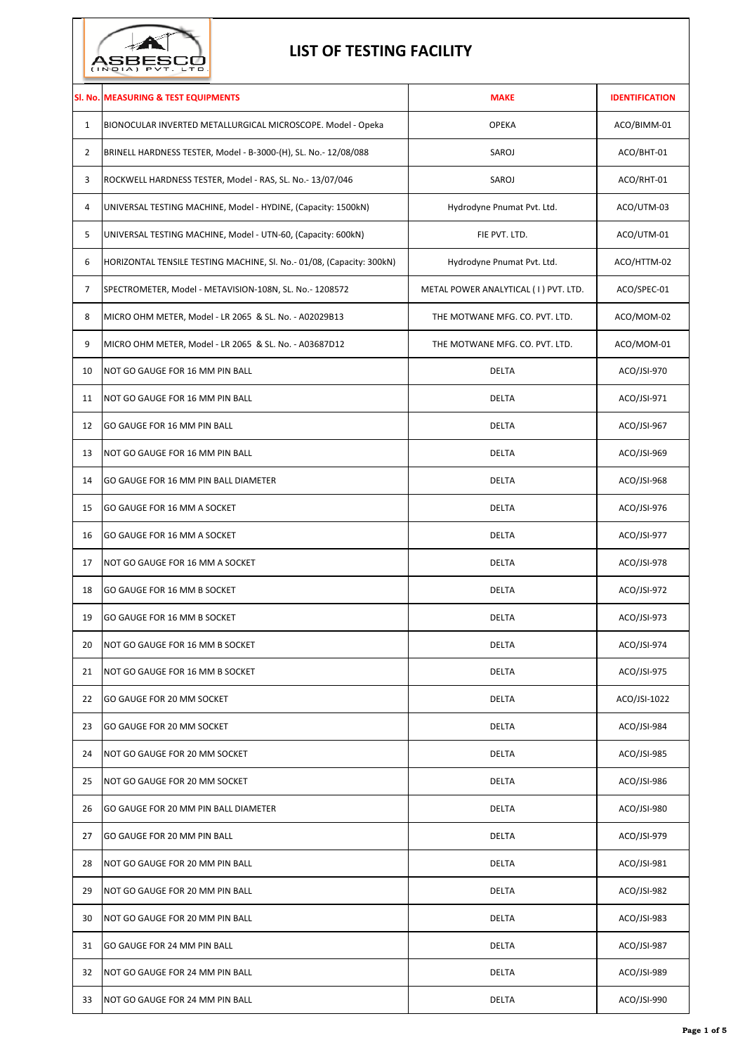# LIST OF TESTING FACILITY

| Sl. No. | MEASURING & TEST EQUIPMENTS | MAKE | IDENTIFICATION |
|---|---|---|---|
| 1 | BIONOCULAR INVERTED METALLURGICAL MICROSCOPE. Model - Opeka | OPEKA | ACO/BIMM-01 |
| 2 | BRINELL HARDNESS TESTER, Model - B-3000-(H), SL. No.- 12/08/088 | SAROJ | ACO/BHT-01 |
| 3 | ROCKWELL HARDNESS TESTER, Model - RAS, SL. No.- 13/07/046 | SAROJ | ACO/RHT-01 |
| 4 | UNIVERSAL TESTING MACHINE, Model - HYDINE, (Capacity: 1500kN) | Hydrodyne Pnumat Pvt. Ltd. | ACO/UTM-03 |
| 5 | UNIVERSAL TESTING MACHINE, Model - UTN-60, (Capacity: 600kN) | FIE PVT. LTD. | ACO/UTM-01 |
| 6 | HORIZONTAL TENSILE TESTING MACHINE, Sl. No.- 01/08, (Capacity: 300kN) | Hydrodyne Pnumat Pvt. Ltd. | ACO/HTTM-02 |
| 7 | SPECTROMETER, Model - METAVISION-108N, SL. No.- 1208572 | METAL POWER ANALYTICAL ( I ) PVT. LTD. | ACO/SPEC-01 |
| 8 | MICRO OHM METER, Model - LR 2065 & SL. No. - A02029B13 | THE MOTWANE MFG. CO. PVT. LTD. | ACO/MOM-02 |
| 9 | MICRO OHM METER, Model - LR 2065 & SL. No. - A03687D12 | THE MOTWANE MFG. CO. PVT. LTD. | ACO/MOM-01 |
| 10 | NOT GO GAUGE FOR 16 MM PIN BALL | DELTA | ACO/JSI-970 |
| 11 | NOT GO GAUGE FOR 16 MM PIN BALL | DELTA | ACO/JSI-971 |
| 12 | GO GAUGE FOR 16 MM PIN BALL | DELTA | ACO/JSI-967 |
| 13 | NOT GO GAUGE FOR 16 MM PIN BALL | DELTA | ACO/JSI-969 |
| 14 | GO GAUGE FOR 16 MM PIN BALL DIAMETER | DELTA | ACO/JSI-968 |
| 15 | GO GAUGE FOR 16 MM A SOCKET | DELTA | ACO/JSI-976 |
| 16 | GO GAUGE FOR 16 MM A SOCKET | DELTA | ACO/JSI-977 |
| 17 | NOT GO GAUGE FOR 16 MM A SOCKET | DELTA | ACO/JSI-978 |
| 18 | GO GAUGE FOR 16 MM B SOCKET | DELTA | ACO/JSI-972 |
| 19 | GO GAUGE FOR 16 MM B SOCKET | DELTA | ACO/JSI-973 |
| 20 | NOT GO GAUGE FOR 16 MM B SOCKET | DELTA | ACO/JSI-974 |
| 21 | NOT GO GAUGE FOR 16 MM B SOCKET | DELTA | ACO/JSI-975 |
| 22 | GO GAUGE FOR 20 MM SOCKET | DELTA | ACO/JSI-1022 |
| 23 | GO GAUGE FOR 20 MM SOCKET | DELTA | ACO/JSI-984 |
| 24 | NOT GO GAUGE FOR 20 MM SOCKET | DELTA | ACO/JSI-985 |
| 25 | NOT GO GAUGE FOR 20 MM SOCKET | DELTA | ACO/JSI-986 |
| 26 | GO GAUGE FOR 20 MM PIN BALL DIAMETER | DELTA | ACO/JSI-980 |
| 27 | GO GAUGE FOR 20 MM PIN BALL | DELTA | ACO/JSI-979 |
| 28 | NOT GO GAUGE FOR 20 MM PIN BALL | DELTA | ACO/JSI-981 |
| 29 | NOT GO GAUGE FOR 20 MM PIN BALL | DELTA | ACO/JSI-982 |
| 30 | NOT GO GAUGE FOR 20 MM PIN BALL | DELTA | ACO/JSI-983 |
| 31 | GO GAUGE FOR 24 MM PIN BALL | DELTA | ACO/JSI-987 |
| 32 | NOT GO GAUGE FOR 24 MM PIN BALL | DELTA | ACO/JSI-989 |
| 33 | NOT GO GAUGE FOR 24 MM PIN BALL | DELTA | ACO/JSI-990 |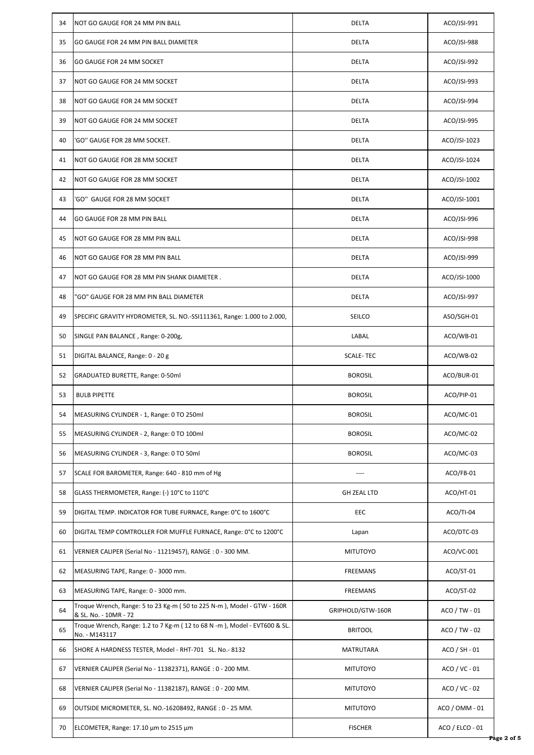| 34 | NOT GO GAUGE FOR 24 MM PIN BALL | DELTA | ACO/JSI-991 |
|---|---|---|---|
| 35 | GO GAUGE FOR 24 MM PIN BALL DIAMETER | DELTA | ACO/JSI-988 |
| 36 | GO GAUGE FOR 24 MM SOCKET | DELTA | ACO/JSI-992 |
| 37 | NOT GO GAUGE FOR 24 MM SOCKET | DELTA | ACO/JSI-993 |
| 38 | NOT GO GAUGE FOR 24 MM SOCKET | DELTA | ACO/JSI-994 |
| 39 | NOT GO GAUGE FOR 24 MM SOCKET | DELTA | ACO/JSI-995 |
| 40 | 'GO'' GAUGE FOR 28 MM SOCKET. | DELTA | ACO/JSI-1023 |
| 41 | NOT GO GAUGE FOR 28 MM SOCKET | DELTA | ACO/JSI-1024 |
| 42 | NOT GO GAUGE FOR 28 MM SOCKET | DELTA | ACO/JSI-1002 |
| 43 | 'GO'' GAUGE FOR 28 MM SOCKET | DELTA | ACO/JSI-1001 |
| 44 | GO GAUGE FOR 28 MM PIN BALL | DELTA | ACO/JSI-996 |
| 45 | NOT GO GAUGE FOR 28 MM PIN BALL | DELTA | ACO/JSI-998 |
| 46 | NOT GO GAUGE FOR 28 MM PIN BALL | DELTA | ACO/JSI-999 |
| 47 | NOT GO GAUGE FOR 28 MM PIN SHANK DIAMETER . | DELTA | ACO/JSI-1000 |
| 48 | "GO" GAUGE FOR 28 MM PIN BALL DIAMETER | DELTA | ACO/JSI-997 |
| 49 | SPECIFIC GRAVITY HYDROMETER, SL. NO.-SSI111361, Range: 1.000 to 2.000, | SEILCO | ASO/SGH-01 |
| 50 | SINGLE PAN BALANCE , Range: 0-200g, | LABAL | ACO/WB-01 |
| 51 | DIGITAL BALANCE, Range: 0 - 20 g | SCALE- TEC | ACO/WB-02 |
| 52 | GRADUATED BURETTE, Range: 0-50ml | BOROSIL | ACO/BUR-01 |
| 53 | BULB PIPETTE | BOROSIL | ACO/PIP-01 |
| 54 | MEASURING CYLINDER - 1, Range: 0 TO 250ml | BOROSIL | ACO/MC-01 |
| 55 | MEASURING CYLINDER - 2, Range: 0 TO 100ml | BOROSIL | ACO/MC-02 |
| 56 | MEASURING CYLINDER - 3, Range: 0 TO 50ml | BOROSIL | ACO/MC-03 |
| 57 | SCALE FOR BAROMETER, Range: 640 - 810 mm of Hg | ---- | ACO/FB-01 |
| 58 | GLASS THERMOMETER, Range: (-) 10°C to 110°C | GH ZEAL LTD | ACO/HT-01 |
| 59 | DIGITAL TEMP. INDICATOR FOR TUBE FURNACE, Range: 0°C to 1600°C | EEC | ACO/TI-04 |
| 60 | DIGITAL TEMP COMTROLLER FOR MUFFLE FURNACE, Range: 0°C to 1200°C | Lapan | ACO/DTC-03 |
| 61 | VERNIER CALIPER (Serial No - 11219457), RANGE : 0 - 300 MM. | MITUTOYO | ACO/VC-001 |
| 62 | MEASURING TAPE, Range: 0 - 3000 mm. | FREEMANS | ACO/ST-01 |
| 63 | MEASURING TAPE, Range: 0 - 3000 mm. | FREEMANS | ACO/ST-02 |
| 64 | Troque Wrench, Range: 5 to 23 Kg-m ( 50 to 225 N-m ), Model - GTW - 160R & SL. No. - 10MR - 72 | GRIPHOLD/GTW-160R | ACO / TW - 01 |
| 65 | Troque Wrench, Range: 1.2 to 7 Kg-m ( 12 to 68 N -m ), Model - EVT600 & SL. No. - M143117 | BRITOOL | ACO / TW - 02 |
| 66 | SHORE A HARDNESS TESTER, Model - RHT-701 SL. No.- 8132 | MATRUTARA | ACO / SH - 01 |
| 67 | VERNIER CALIPER (Serial No - 11382371), RANGE : 0 - 200 MM. | MITUTOYO | ACO / VC - 01 |
| 68 | VERNIER CALIPER (Serial No - 11382187), RANGE : 0 - 200 MM. | MITUTOYO | ACO / VC - 02 |
| 69 | OUTSIDE MICROMETER, SL. NO.-16208492, RANGE : 0 - 25 MM. | MITUTOYO | ACO / OMM - 01 |
| 70 | ELCOMETER, Range: 17.10 µm to 2515 µm | FISCHER | ACO / ELCO - 01 |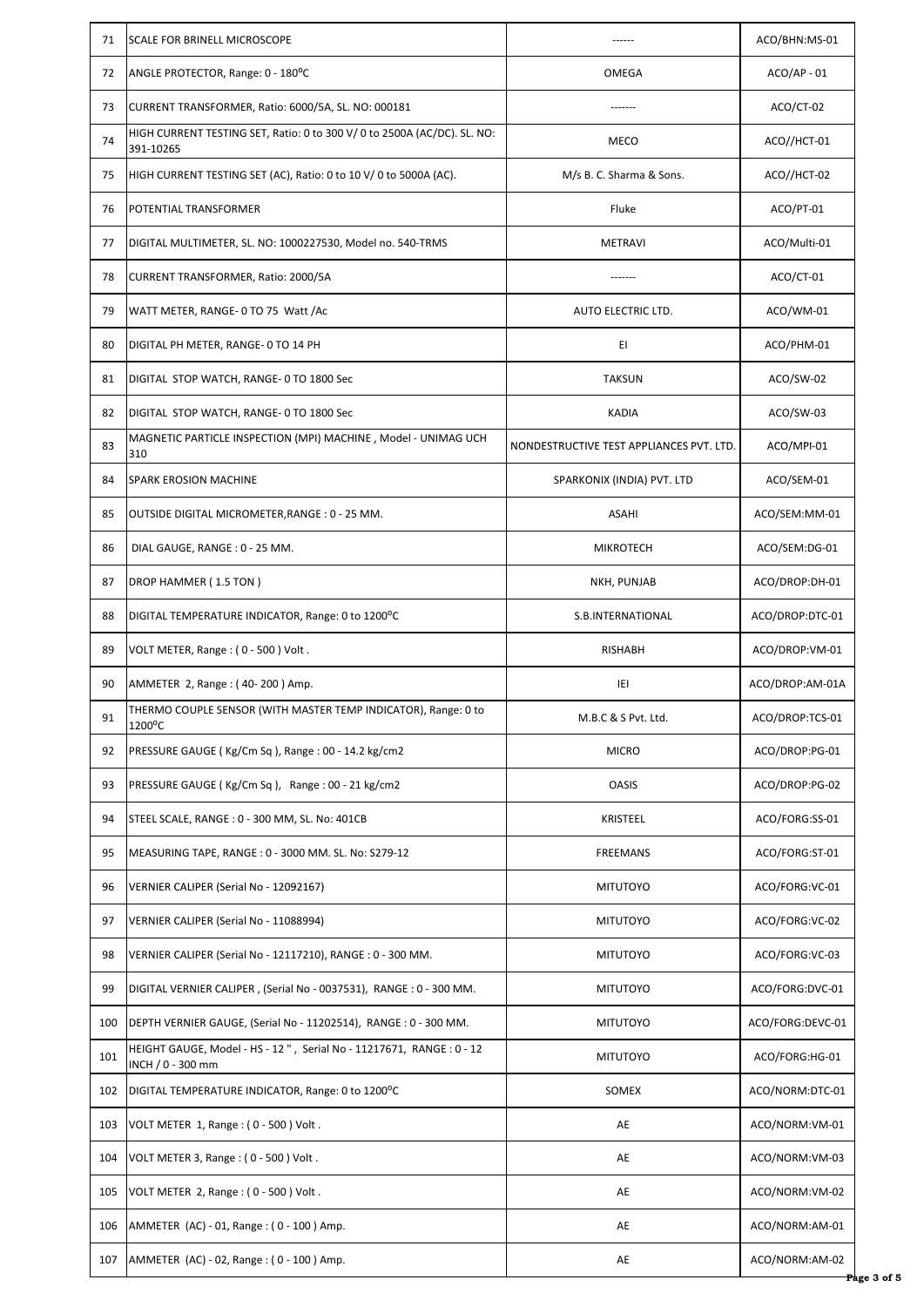| 71 | SCALE FOR BRINELL MICROSCOPE | ------ | ACO/BHN:MS-01 |
|---|---|---|---|
| 72 | ANGLE PROTECTOR, Range: 0 - 180°C | OMEGA | ACO/AP - 01 |
| 73 | CURRENT TRANSFORMER, Ratio: 6000/5A, SL. NO: 000181 | ------- | ACO/CT-02 |
| 74 | HIGH CURRENT TESTING SET, Ratio: 0 to 300 V/ 0 to 2500A (AC/DC). SL. NO: 391-10265 | MECO | ACO//HCT-01 |
| 75 | HIGH CURRENT TESTING SET (AC), Ratio: 0 to 10 V/ 0 to 5000A (AC). | M/s B. C. Sharma & Sons. | ACO//HCT-02 |
| 76 | POTENTIAL TRANSFORMER | Fluke | ACO/PT-01 |
| 77 | DIGITAL MULTIMETER, SL. NO: 1000227530, Model no. 540-TRMS | METRAVI | ACO/Multi-01 |
| 78 | CURRENT TRANSFORMER, Ratio: 2000/5A | ------- | ACO/CT-01 |
| 79 | WATT METER, RANGE- 0 TO 75 Watt /Ac | AUTO ELECTRIC LTD. | ACO/WM-01 |
| 80 | DIGITAL PH METER, RANGE- 0 TO 14 PH | EI | ACO/PHM-01 |
| 81 | DIGITAL STOP WATCH, RANGE- 0 TO 1800 Sec | TAKSUN | ACO/SW-02 |
| 82 | DIGITAL STOP WATCH, RANGE- 0 TO 1800 Sec | KADIA | ACO/SW-03 |
| 83 | MAGNETIC PARTICLE INSPECTION (MPI) MACHINE , Model - UNIMAG UCH 310 | NONDESTRUCTIVE TEST APPLIANCES PVT. LTD. | ACO/MPI-01 |
| 84 | SPARK EROSION MACHINE | SPARKONIX (INDIA) PVT. LTD | ACO/SEM-01 |
| 85 | OUTSIDE DIGITAL MICROMETER,RANGE : 0 - 25 MM. | ASAHI | ACO/SEM:MM-01 |
| 86 | DIAL GAUGE, RANGE : 0 - 25 MM. | MIKROTECH | ACO/SEM:DG-01 |
| 87 | DROP HAMMER ( 1.5 TON ) | NKH, PUNJAB | ACO/DROP:DH-01 |
| 88 | DIGITAL TEMPERATURE INDICATOR, Range: 0 to 1200°C | S.B.INTERNATIONAL | ACO/DROP:DTC-01 |
| 89 | VOLT METER, Range : ( 0 - 500 ) Volt . | RISHABH | ACO/DROP:VM-01 |
| 90 | AMMETER 2, Range : ( 40- 200 ) Amp. | IEI | ACO/DROP:AM-01A |
| 91 | THERMO COUPLE SENSOR (WITH MASTER TEMP INDICATOR), Range: 0 to 1200°C | M.B.C & S Pvt. Ltd. | ACO/DROP:TCS-01 |
| 92 | PRESSURE GAUGE ( Kg/Cm Sq ), Range : 00 - 14.2 kg/cm2 | MICRO | ACO/DROP:PG-01 |
| 93 | PRESSURE GAUGE ( Kg/Cm Sq ), Range : 00 - 21 kg/cm2 | OASIS | ACO/DROP:PG-02 |
| 94 | STEEL SCALE, RANGE : 0 - 300 MM, SL. No: 401CB | KRISTEEL | ACO/FORG:SS-01 |
| 95 | MEASURING TAPE, RANGE : 0 - 3000 MM. SL. No: S279-12 | FREEMANS | ACO/FORG:ST-01 |
| 96 | VERNIER CALIPER (Serial No - 12092167) | MITUTOYO | ACO/FORG:VC-01 |
| 97 | VERNIER CALIPER (Serial No - 11088994) | MITUTOYO | ACO/FORG:VC-02 |
| 98 | VERNIER CALIPER (Serial No - 12117210), RANGE : 0 - 300 MM. | MITUTOYO | ACO/FORG:VC-03 |
| 99 | DIGITAL VERNIER CALIPER , (Serial No - 0037531), RANGE : 0 - 300 MM. | MITUTOYO | ACO/FORG:DVC-01 |
| 100 | DEPTH VERNIER GAUGE, (Serial No - 11202514), RANGE : 0 - 300 MM. | MITUTOYO | ACO/FORG:DEVC-01 |
| 101 | HEIGHT GAUGE, Model - HS - 12 " , Serial No - 11217671, RANGE : 0 - 12 INCH / 0 - 300 mm | MITUTOYO | ACO/FORG:HG-01 |
| 102 | DIGITAL TEMPERATURE INDICATOR, Range: 0 to 1200°C | SOMEX | ACO/NORM:DTC-01 |
| 103 | VOLT METER 1, Range : ( 0 - 500 ) Volt . | AE | ACO/NORM:VM-01 |
| 104 | VOLT METER 3, Range : ( 0 - 500 ) Volt . | AE | ACO/NORM:VM-03 |
| 105 | VOLT METER 2, Range : ( 0 - 500 ) Volt . | AE | ACO/NORM:VM-02 |
| 106 | AMMETER (AC) - 01, Range : ( 0 - 100 ) Amp. | AE | ACO/NORM:AM-01 |
| 107 | AMMETER (AC) - 02, Range : ( 0 - 100 ) Amp. | AE | ACO/NORM:AM-02 |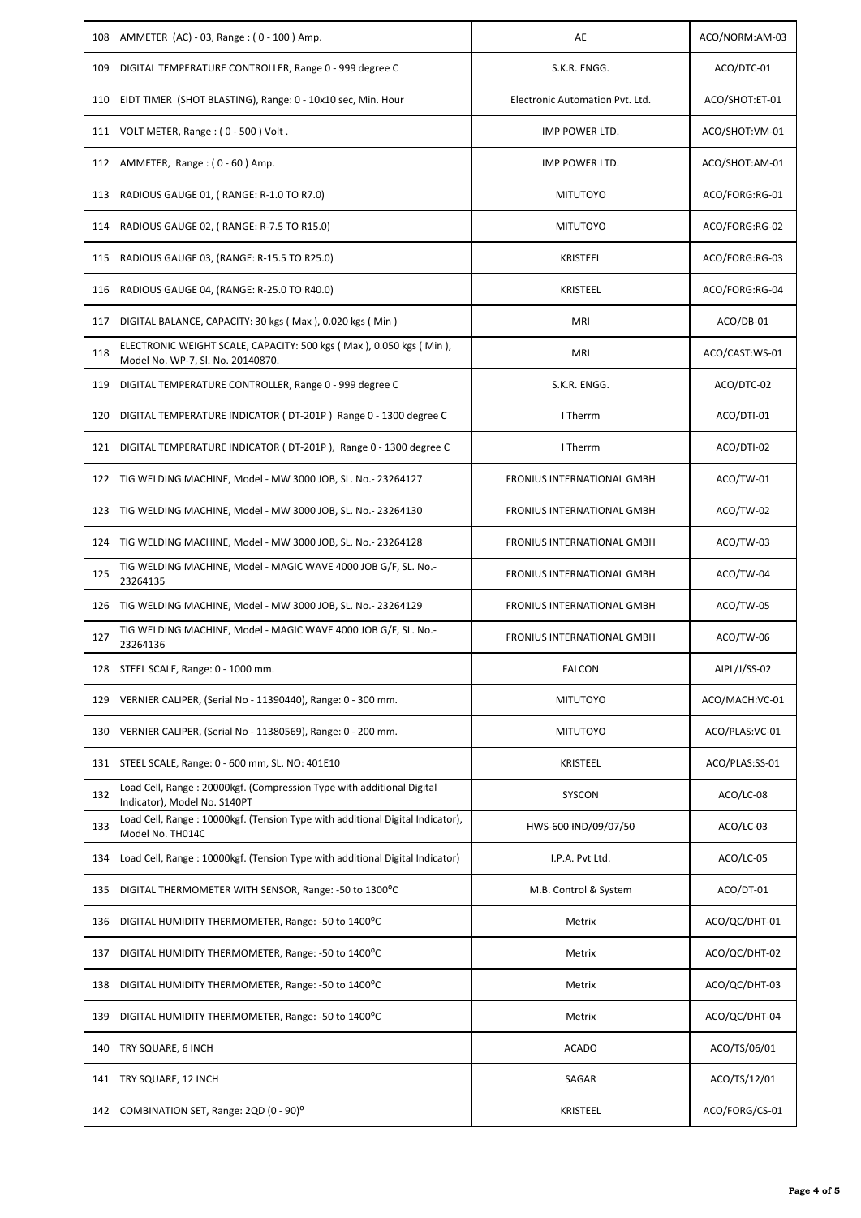| 108 | AMMETER (AC) - 03, Range : ( 0 - 100 ) Amp. | AE | ACO/NORM:AM-03 |
|---|---|---|---|
| 109 | DIGITAL TEMPERATURE CONTROLLER, Range 0 - 999 degree C | S.K.R. ENGG. | ACO/DTC-01 |
| 110 | EIDT TIMER (SHOT BLASTING), Range: 0 - 10x10 sec, Min. Hour | Electronic Automation Pvt. Ltd. | ACO/SHOT:ET-01 |
| 111 | VOLT METER, Range : ( 0 - 500 ) Volt . | IMP POWER LTD. | ACO/SHOT:VM-01 |
| 112 | AMMETER, Range : ( 0 - 60 ) Amp. | IMP POWER LTD. | ACO/SHOT:AM-01 |
| 113 | RADIOUS GAUGE 01, ( RANGE: R-1.0 TO R7.0) | MITUTOYO | ACO/FORG:RG-01 |
| 114 | RADIOUS GAUGE 02, ( RANGE: R-7.5 TO R15.0) | MITUTOYO | ACO/FORG:RG-02 |
| 115 | RADIOUS GAUGE 03, (RANGE: R-15.5 TO R25.0) | KRISTEEL | ACO/FORG:RG-03 |
| 116 | RADIOUS GAUGE 04, (RANGE: R-25.0 TO R40.0) | KRISTEEL | ACO/FORG:RG-04 |
| 117 | DIGITAL BALANCE, CAPACITY: 30 kgs ( Max ), 0.020 kgs ( Min ) | MRI | ACO/DB-01 |
| 118 | ELECTRONIC WEIGHT SCALE, CAPACITY: 500 kgs ( Max ), 0.050 kgs ( Min ), Model No. WP-7, Sl. No. 20140870. | MRI | ACO/CAST:WS-01 |
| 119 | DIGITAL TEMPERATURE CONTROLLER, Range 0 - 999 degree C | S.K.R. ENGG. | ACO/DTC-02 |
| 120 | DIGITAL TEMPERATURE INDICATOR ( DT-201P ) Range 0 - 1300 degree C | I Therrm | ACO/DTI-01 |
| 121 | DIGITAL TEMPERATURE INDICATOR ( DT-201P ), Range 0 - 1300 degree C | I Therrm | ACO/DTI-02 |
| 122 | TIG WELDING MACHINE, Model - MW 3000 JOB, SL. No.- 23264127 | FRONIUS INTERNATIONAL GMBH | ACO/TW-01 |
| 123 | TIG WELDING MACHINE, Model - MW 3000 JOB, SL. No.- 23264130 | FRONIUS INTERNATIONAL GMBH | ACO/TW-02 |
| 124 | TIG WELDING MACHINE, Model - MW 3000 JOB, SL. No.- 23264128 | FRONIUS INTERNATIONAL GMBH | ACO/TW-03 |
| 125 | TIG WELDING MACHINE, Model - MAGIC WAVE 4000 JOB G/F, SL. No.- 23264135 | FRONIUS INTERNATIONAL GMBH | ACO/TW-04 |
| 126 | TIG WELDING MACHINE, Model - MW 3000 JOB, SL. No.- 23264129 | FRONIUS INTERNATIONAL GMBH | ACO/TW-05 |
| 127 | TIG WELDING MACHINE, Model - MAGIC WAVE 4000 JOB G/F, SL. No.- 23264136 | FRONIUS INTERNATIONAL GMBH | ACO/TW-06 |
| 128 | STEEL SCALE, Range: 0 - 1000 mm. | FALCON | AIPL/J/SS-02 |
| 129 | VERNIER CALIPER, (Serial No - 11390440), Range: 0 - 300 mm. | MITUTOYO | ACO/MACH:VC-01 |
| 130 | VERNIER CALIPER, (Serial No - 11380569), Range: 0 - 200 mm. | MITUTOYO | ACO/PLAS:VC-01 |
| 131 | STEEL SCALE, Range: 0 - 600 mm, SL. NO: 401E10 | KRISTEEL | ACO/PLAS:SS-01 |
| 132 | Load Cell, Range : 20000kgf. (Compression Type with additional Digital Indicator), Model No. S140PT | SYSCON | ACO/LC-08 |
| 133 | Load Cell, Range : 10000kgf. (Tension Type with additional Digital Indicator), Model No. TH014C | HWS-600 IND/09/07/50 | ACO/LC-03 |
| 134 | Load Cell, Range : 10000kgf. (Tension Type with additional Digital Indicator) | I.P.A. Pvt Ltd. | ACO/LC-05 |
| 135 | DIGITAL THERMOMETER WITH SENSOR, Range: -50 to 1300°C | M.B. Control & System | ACO/DT-01 |
| 136 | DIGITAL HUMIDITY THERMOMETER, Range: -50 to 1400°C | Metrix | ACO/QC/DHT-01 |
| 137 | DIGITAL HUMIDITY THERMOMETER, Range: -50 to 1400°C | Metrix | ACO/QC/DHT-02 |
| 138 | DIGITAL HUMIDITY THERMOMETER, Range: -50 to 1400°C | Metrix | ACO/QC/DHT-03 |
| 139 | DIGITAL HUMIDITY THERMOMETER, Range: -50 to 1400°C | Metrix | ACO/QC/DHT-04 |
| 140 | TRY SQUARE, 6 INCH | ACADO | ACO/TS/06/01 |
| 141 | TRY SQUARE, 12 INCH | SAGAR | ACO/TS/12/01 |
| 142 | COMBINATION SET, Range: 2QD (0 - 90)° | KRISTEEL | ACO/FORG/CS-01 |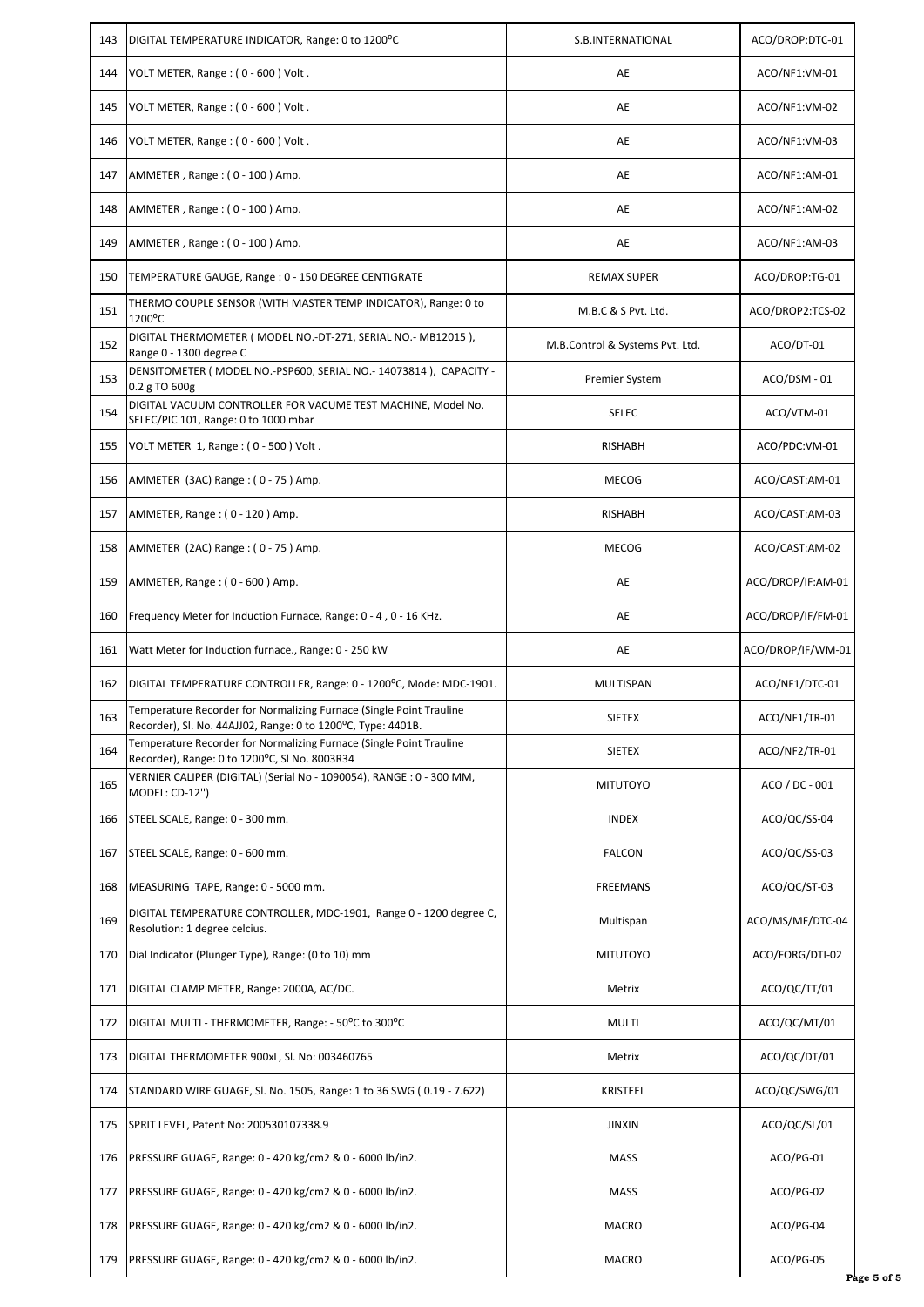| | | | |
|---|---|---|---|
| 143 | DIGITAL TEMPERATURE INDICATOR, Range: 0 to 1200⁰C | S.B.INTERNATIONAL | ACO/DROP:DTC-01 |
| 144 | VOLT METER, Range : ( 0 - 600 ) Volt . | AE | ACO/NF1:VM-01 |
| 145 | VOLT METER, Range : ( 0 - 600 ) Volt . | AE | ACO/NF1:VM-02 |
| 146 | VOLT METER, Range : ( 0 - 600 ) Volt . | AE | ACO/NF1:VM-03 |
| 147 | AMMETER , Range : ( 0 - 100 ) Amp. | AE | ACO/NF1:AM-01 |
| 148 | AMMETER , Range : ( 0 - 100 ) Amp. | AE | ACO/NF1:AM-02 |
| 149 | AMMETER , Range : ( 0 - 100 ) Amp. | AE | ACO/NF1:AM-03 |
| 150 | TEMPERATURE GAUGE, Range : 0 - 150 DEGREE CENTIGRATE | REMAX SUPER | ACO/DROP:TG-01 |
| 151 | THERMO COUPLE SENSOR (WITH MASTER TEMP INDICATOR), Range: 0 to 1200⁰C | M.B.C & S Pvt. Ltd. | ACO/DROP2:TCS-02 |
| 152 | DIGITAL THERMOMETER ( MODEL NO.-DT-271, SERIAL NO.- MB12015 ), Range 0 - 1300 degree C | M.B.Control & Systems Pvt. Ltd. | ACO/DT-01 |
| 153 | DENSITOMETER ( MODEL NO.-PSP600, SERIAL NO.- 14073814 ), CAPACITY - 0.2 g TO 600g | Premier System | ACO/DSM - 01 |
| 154 | DIGITAL VACUUM CONTROLLER FOR VACUME TEST MACHINE, Model No. SELEC/PIC 101, Range: 0 to 1000 mbar | SELEC | ACO/VTM-01 |
| 155 | VOLT METER 1, Range : ( 0 - 500 ) Volt . | RISHABH | ACO/PDC:VM-01 |
| 156 | AMMETER (3AC) Range : ( 0 - 75 ) Amp. | MECOG | ACO/CAST:AM-01 |
| 157 | AMMETER, Range : ( 0 - 120 ) Amp. | RISHABH | ACO/CAST:AM-03 |
| 158 | AMMETER (2AC) Range : ( 0 - 75 ) Amp. | MECOG | ACO/CAST:AM-02 |
| 159 | AMMETER, Range : ( 0 - 600 ) Amp. | AE | ACO/DROP/IF:AM-01 |
| 160 | Frequency Meter for Induction Furnace, Range: 0 - 4 , 0 - 16 KHz. | AE | ACO/DROP/IF/FM-01 |
| 161 | Watt Meter for Induction furnace., Range: 0 - 250 kW | AE | ACO/DROP/IF/WM-01 |
| 162 | DIGITAL TEMPERATURE CONTROLLER, Range: 0 - 1200⁰C, Mode: MDC-1901. | MULTISPAN | ACO/NF1/DTC-01 |
| 163 | Temperature Recorder for Normalizing Furnace (Single Point Trauline Recorder), Sl. No. 44AJJ02, Range: 0 to 1200⁰C, Type: 4401B. | SIETEX | ACO/NF1/TR-01 |
| 164 | Temperature Recorder for Normalizing Furnace (Single Point Trauline Recorder), Range: 0 to 1200⁰C, Sl No. 8003R34 | SIETEX | ACO/NF2/TR-01 |
| 165 | VERNIER CALIPER (DIGITAL) (Serial No - 1090054), RANGE : 0 - 300 MM, MODEL: CD-12'') | MITUTOYO | ACO / DC - 001 |
| 166 | STEEL SCALE, Range: 0 - 300 mm. | INDEX | ACO/QC/SS-04 |
| 167 | STEEL SCALE, Range: 0 - 600 mm. | FALCON | ACO/QC/SS-03 |
| 168 | MEASURING TAPE, Range: 0 - 5000 mm. | FREEMANS | ACO/QC/ST-03 |
| 169 | DIGITAL TEMPERATURE CONTROLLER, MDC-1901, Range 0 - 1200 degree C, Resolution: 1 degree celcius. | Multispan | ACO/MS/MF/DTC-04 |
| 170 | Dial Indicator (Plunger Type), Range: (0 to 10) mm | MITUTOYO | ACO/FORG/DTI-02 |
| 171 | DIGITAL CLAMP METER, Range: 2000A, AC/DC. | Metrix | ACO/QC/TT/01 |
| 172 | DIGITAL MULTI - THERMOMETER, Range: - 50⁰C to 300⁰C | MULTI | ACO/QC/MT/01 |
| 173 | DIGITAL THERMOMETER 900xL, Sl. No: 003460765 | Metrix | ACO/QC/DT/01 |
| 174 | STANDARD WIRE GUAGE, Sl. No. 1505, Range: 1 to 36 SWG ( 0.19 - 7.622) | KRISTEEL | ACO/QC/SWG/01 |
| 175 | SPRIT LEVEL, Patent No: 200530107338.9 | JINXIN | ACO/QC/SL/01 |
| 176 | PRESSURE GUAGE, Range: 0 - 420 kg/cm2 & 0 - 6000 lb/in2. | MASS | ACO/PG-01 |
| 177 | PRESSURE GUAGE, Range: 0 - 420 kg/cm2 & 0 - 6000 lb/in2. | MASS | ACO/PG-02 |
| 178 | PRESSURE GUAGE, Range: 0 - 420 kg/cm2 & 0 - 6000 lb/in2. | MACRO | ACO/PG-04 |
| 179 | PRESSURE GUAGE, Range: 0 - 420 kg/cm2 & 0 - 6000 lb/in2. | MACRO | ACO/PG-05 |